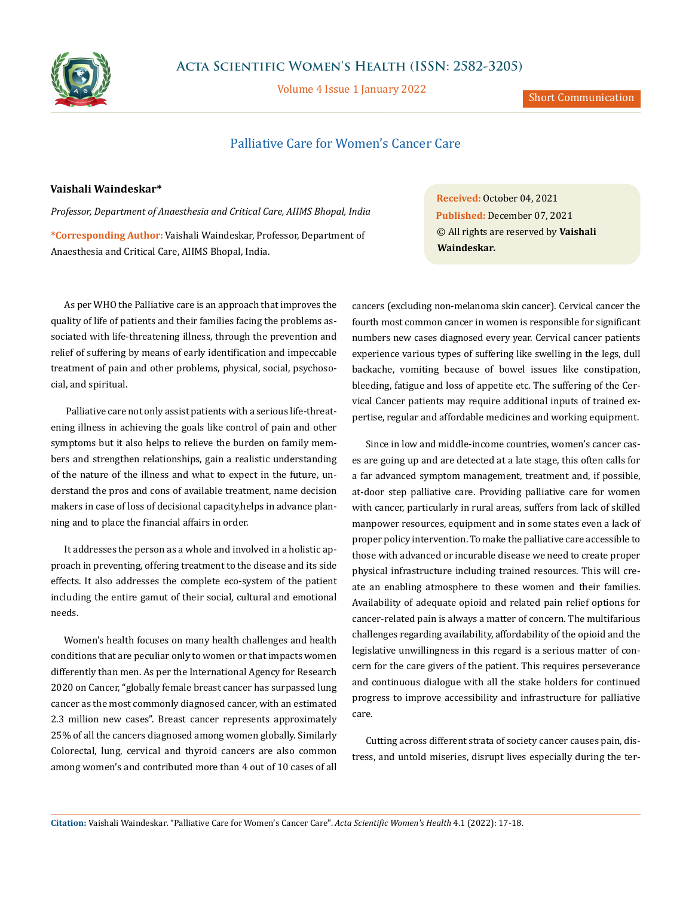Short Communication

# Palliative Care for Women's Cancer Care

**Vaishali Waindeskar***

*Professor, Department of Anaesthesia and Critical Care, AIIMS Bhopal, India*

***Corresponding Author:** Vaishali Waindeskar, Professor, Department of Anaesthesia and Critical Care, AIIMS Bhopal, India.

**Received:** October 04, 2021
**Published:** December 07, 2021
© All rights are reserved by **Vaishali Waindeskar.**

As per WHO the Palliative care is an approach that improves the quality of life of patients and their families facing the problems associated with life-threatening illness, through the prevention and relief of suffering by means of early identification and impeccable treatment of pain and other problems, physical, social, psychosocial, and spiritual.

Palliative care not only assist patients with a serious life-threatening illness in achieving the goals like control of pain and other symptoms but it also helps to relieve the burden on family members and strengthen relationships, gain a realistic understanding of the nature of the illness and what to expect in the future, understand the pros and cons of available treatment, name decision makers in case of loss of decisional capacity.helps in advance planning and to place the financial affairs in order.

It addresses the person as a whole and involved in a holistic approach in preventing, offering treatment to the disease and its side effects. It also addresses the complete eco-system of the patient including the entire gamut of their social, cultural and emotional needs.

Women's health focuses on many health challenges and health conditions that are peculiar only to women or that impacts women differently than men. As per the International Agency for Research 2020 on Cancer, "globally female breast cancer has surpassed lung cancer as the most commonly diagnosed cancer, with an estimated 2.3 million new cases". Breast cancer represents approximately 25% of all the cancers diagnosed among women globally. Similarly Colorectal, lung, cervical and thyroid cancers are also common among women's and contributed more than 4 out of 10 cases of all cancers (excluding non-melanoma skin cancer). Cervical cancer the fourth most common cancer in women is responsible for significant numbers new cases diagnosed every year. Cervical cancer patients experience various types of suffering like swelling in the legs, dull backache, vomiting because of bowel issues like constipation, bleeding, fatigue and loss of appetite etc. The suffering of the Cervical Cancer patients may require additional inputs of trained expertise, regular and affordable medicines and working equipment.

Since in low and middle-income countries, women's cancer cases are going up and are detected at a late stage, this often calls for a far advanced symptom management, treatment and, if possible, at-door step palliative care. Providing palliative care for women with cancer, particularly in rural areas, suffers from lack of skilled manpower resources, equipment and in some states even a lack of proper policy intervention. To make the palliative care accessible to those with advanced or incurable disease we need to create proper physical infrastructure including trained resources. This will create an enabling atmosphere to these women and their families. Availability of adequate opioid and related pain relief options for cancer-related pain is always a matter of concern. The multifarious challenges regarding availability, affordability of the opioid and the legislative unwillingness in this regard is a serious matter of concern for the care givers of the patient. This requires perseverance and continuous dialogue with all the stake holders for continued progress to improve accessibility and infrastructure for palliative care.

Cutting across different strata of society cancer causes pain, distress, and untold miseries, disrupt lives especially during the ter-

**Citation:** Vaishali Waindeskar. "Palliative Care for Women's Cancer Care". *Acta Scientific Women's Health* 4.1 (2022): 17-18.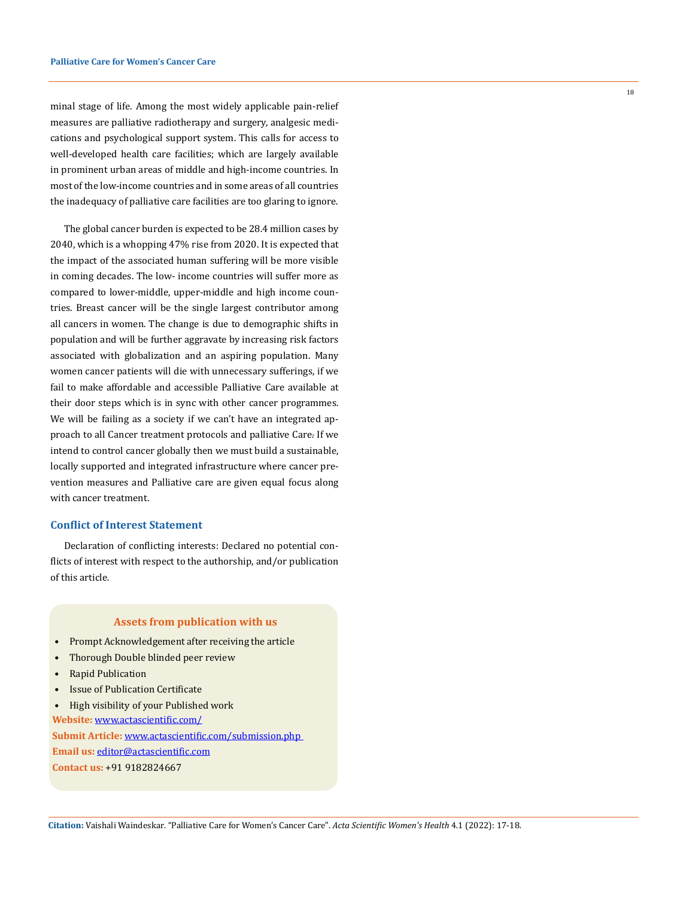minal stage of life. Among the most widely applicable pain-relief measures are palliative radiotherapy and surgery, analgesic medications and psychological support system. This calls for access to well-developed health care facilities; which are largely available in prominent urban areas of middle and high-income countries. In most of the low-income countries and in some areas of all countries the inadequacy of palliative care facilities are too glaring to ignore.

The global cancer burden is expected to be 28.4 million cases by 2040, which is a whopping 47% rise from 2020. It is expected that the impact of the associated human suffering will be more visible in coming decades. The low- income countries will suffer more as compared to lower-middle, upper-middle and high income countries. Breast cancer will be the single largest contributor among all cancers in women. The change is due to demographic shifts in population and will be further aggravate by increasing risk factors associated with globalization and an aspiring population. Many women cancer patients will die with unnecessary sufferings, if we fail to make affordable and accessible Palliative Care available at their door steps which is in sync with other cancer programmes. We will be failing as a society if we can't have an integrated approach to all Cancer treatment protocols and palliative Care. If we intend to control cancer globally then we must build a sustainable, locally supported and integrated infrastructure where cancer prevention measures and Palliative care are given equal focus along with cancer treatment.

## Conflict of Interest Statement

Declaration of conflicting interests: Declared no potential conflicts of interest with respect to the authorship, and/or publication of this article.

### Assets from publication with us

- Prompt Acknowledgement after receiving the article
- Thorough Double blinded peer review
- Rapid Publication
- Issue of Publication Certificate
- High visibility of your Published work

**Website:** www.actascientific.com/
**Submit Article:** www.actascientific.com/submission.php
**Email us:** editor@actascientific.com
**Contact us:** +91 9182824667

**Citation:** Vaishali Waindeskar. "Palliative Care for Women's Cancer Care". *Acta Scientific Women's Health* 4.1 (2022): 17-18.